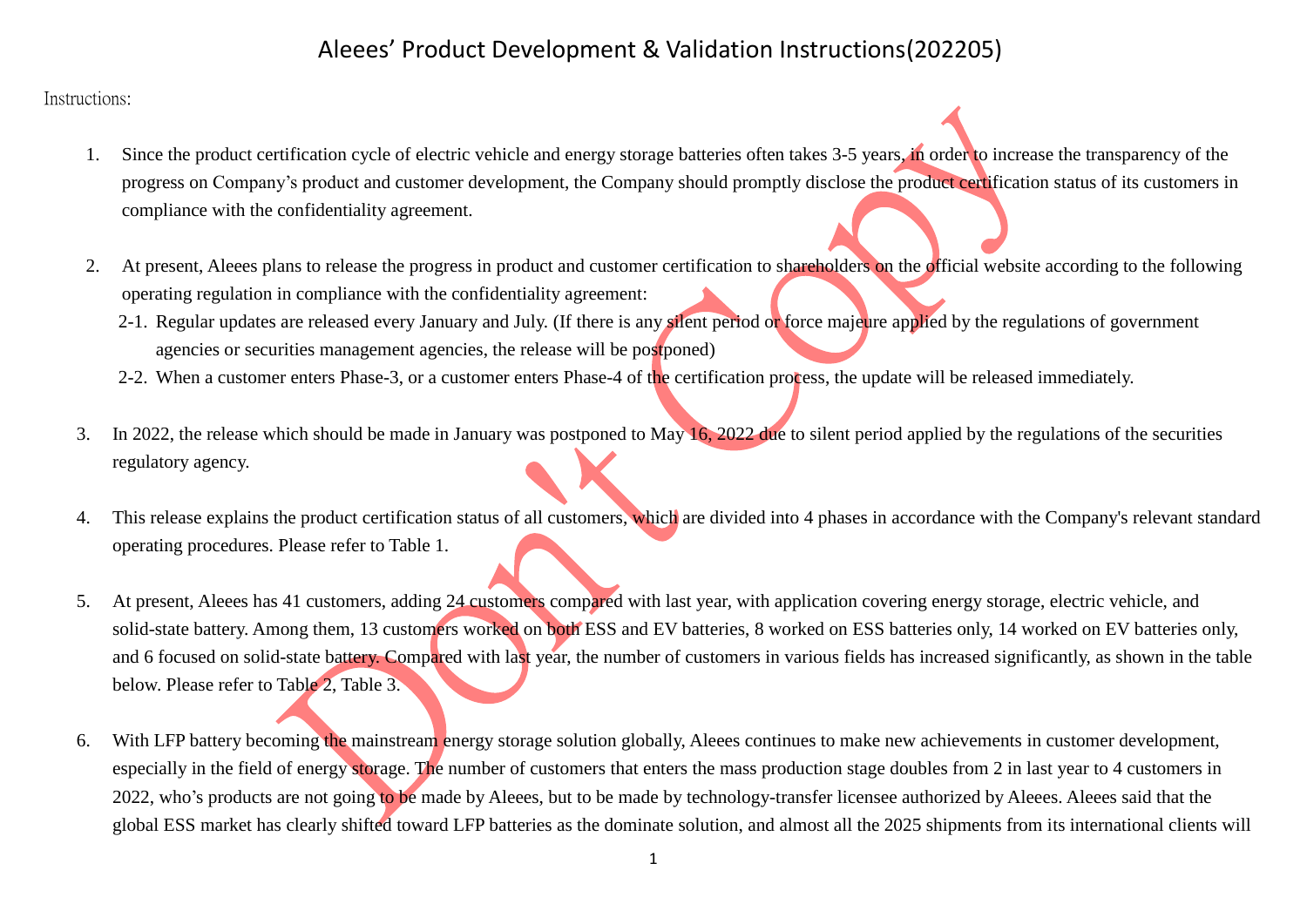# Aleees' Product Development & Validation Instructions(202205)

Instructions:

1. Since the product certification cycle of electric vehicle and energy storage batteries often takes 3-5 years, in order to increase the transparency of the progress on Company's product and customer development, the Company should promptly disclose the product certification status of its customers in compliance with the confidentiality agreement.

2. At present, Aleees plans to release the progress in product and customer certification to shareholders on the official website according to the following operating regulation in compliance with the confidentiality agreement:
   2-1. Regular updates are released every January and July. (If there is any silent period or force majeure applied by the regulations of government agencies or securities management agencies, the release will be postponed)
   2-2. When a customer enters Phase-3, or a customer enters Phase-4 of the certification process, the update will be released immediately.

3. In 2022, the release which should be made in January was postponed to May 16, 2022 due to silent period applied by the regulations of the securities regulatory agency.

4. This release explains the product certification status of all customers, which are divided into 4 phases in accordance with the Company's relevant standard operating procedures. Please refer to Table 1.

5. At present, Aleees has 41 customers, adding 24 customers compared with last year, with application covering energy storage, electric vehicle, and solid-state battery. Among them, 13 customers worked on both ESS and EV batteries, 8 worked on ESS batteries only, 14 worked on EV batteries only, and 6 focused on solid-state battery. Compared with last year, the number of customers in various fields has increased significantly, as shown in the table below. Please refer to Table 2, Table 3.

6. With LFP battery becoming the mainstream energy storage solution globally, Aleees continues to make new achievements in customer development, especially in the field of energy storage. The number of customers that enters the mass production stage doubles from 2 in last year to 4 customers in 2022, who's products are not going to be made by Aleees, but to be made by technology-transfer licensee authorized by Aleees. Aleees said that the global ESS market has clearly shifted toward LFP batteries as the dominate solution, and almost all the 2025 shipments from its international clients will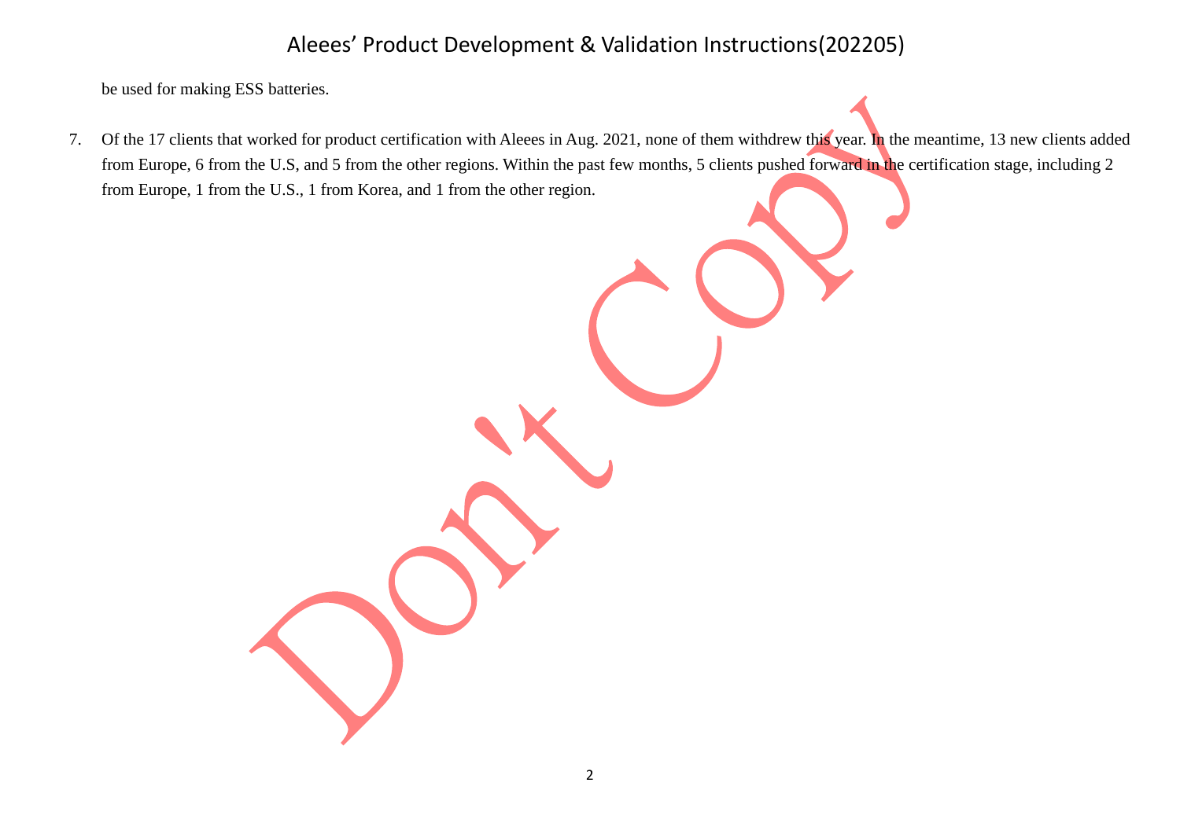be used for making ESS batteries.

7. Of the 17 clients that worked for product certification with Aleees in Aug. 2021, none of them withdrew this year. In the meantime, 13 new clients added from Europe, 6 from the U.S, and 5 from the other regions. Within the past few months, 5 clients pushed forward in the certification stage, including 2 from Europe, 1 from the U.S., 1 from Korea, and 1 from the other region.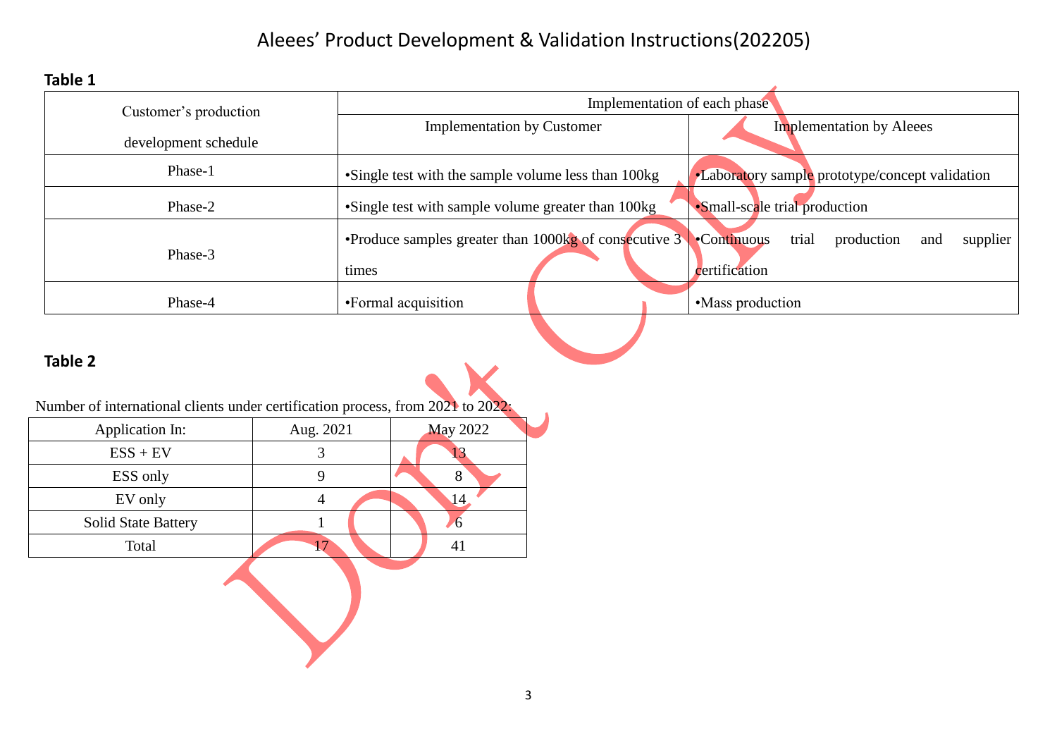# Aleees' Product Development & Validation Instructions(202205)

**Table 1**

| Customer's production development schedule | Implementation of each phase | |
|---|---|---|
| | Implementation by Customer | Implementation by Aleees |
| Phase-1 | •Single test with the sample volume less than 100kg | •Laboratory sample prototype/concept validation |
| Phase-2 | •Single test with sample volume greater than 100kg | •Small-scale trial production |
| Phase-3 | •Produce samples greater than 1000kg of consecutive 3 times | •Continuous trial production and supplier certification |
| Phase-4 | •Formal acquisition | •Mass production |

**Table 2**

Number of international clients under certification process, from 2021 to 2022:

| Application In: | Aug. 2021 | May 2022 |
|---|---|---|
| ESS + EV | 3 | 13 |
| ESS only | 9 | 8 |
| EV only | 4 | 14 |
| Solid State Battery | 1 | 6 |
| Total | 17 | 41 |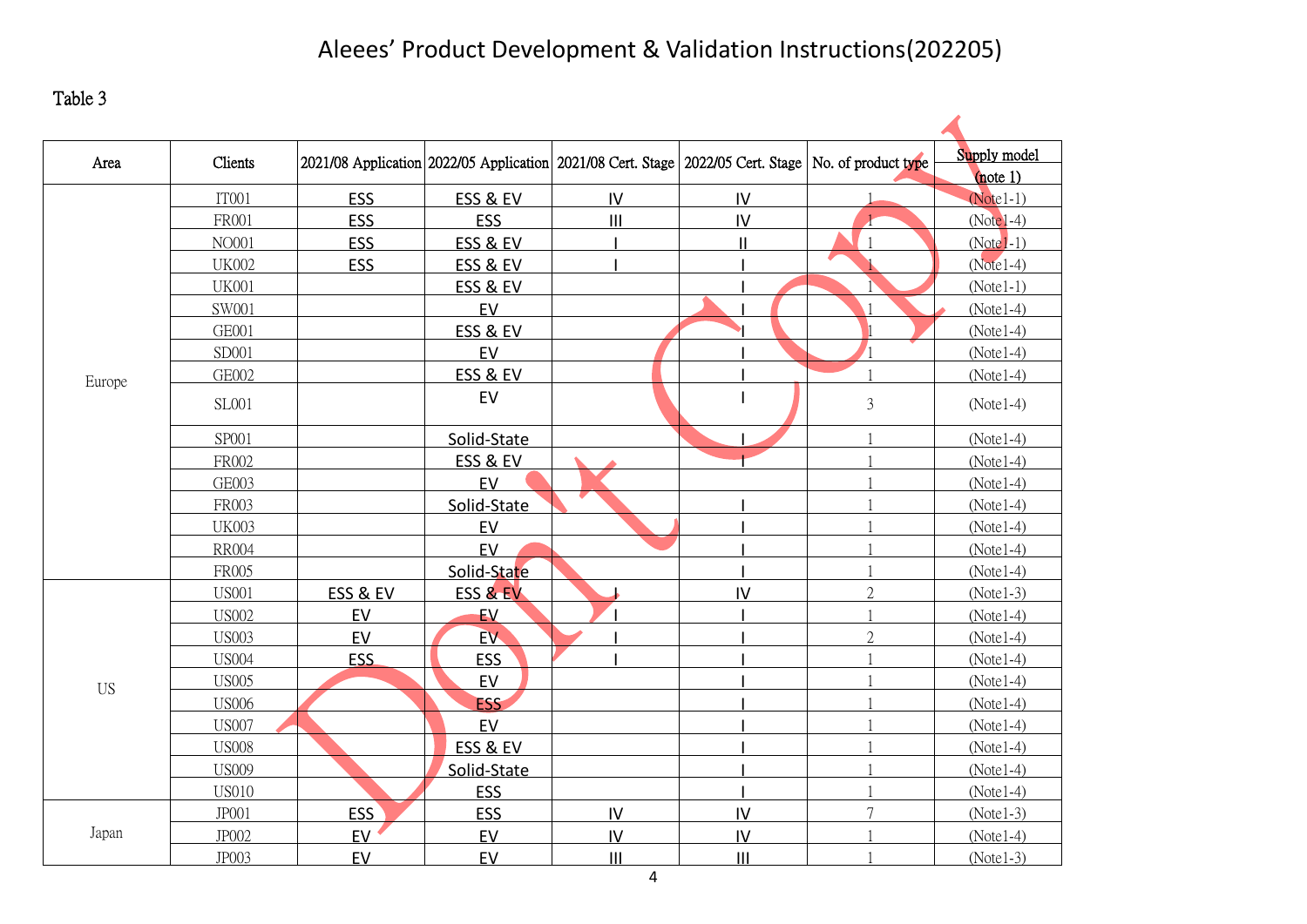# Aleees' Product Development & Validation Instructions(202205)

Table 3

| Area | Clients | 2021/08 Application | 2022/05 Application | 2021/08 Cert. Stage | 2022/05 Cert. Stage | No. of product type | Supply model (note 1) |
|---|---|---|---|---|---|---|---|
| Europe | IT001 | ESS | ESS & EV | IV | IV | 1 | (Note1-1) |
| | FR001 | ESS | ESS | III | IV | 1 | (Note1-4) |
| | NO001 | ESS | ESS & EV | I | II | 1 | (Note1-1) |
| | UK002 | ESS | ESS & EV | I | I | 1 | (Note1-4) |
| | UK001 | | ESS & EV | | I | 1 | (Note1-1) |
| | SW001 | | EV | | I | 1 | (Note1-4) |
| | GE001 | | ESS & EV | | I | 1 | (Note1-4) |
| | SD001 | | EV | | I | 1 | (Note1-4) |
| | GE002 | | ESS & EV | | I | 1 | (Note1-4) |
| | SL001 | | EV | | I | 3 | (Note1-4) |
| | SP001 | | Solid-State | | I | 1 | (Note1-4) |
| | FR002 | | ESS & EV | | I | 1 | (Note1-4) |
| | GE003 | | EV | | | 1 | (Note1-4) |
| | FR003 | | Solid-State | | I | 1 | (Note1-4) |
| | UK003 | | EV | | I | 1 | (Note1-4) |
| | RR004 | | EV | | I | 1 | (Note1-4) |
| | FR005 | | Solid-State | | I | 1 | (Note1-4) |
| US | US001 | ESS & EV | ESS & EV | I | IV | 2 | (Note1-3) |
| | US002 | EV | EV | I | I | 1 | (Note1-4) |
| | US003 | EV | EV | I | I | 2 | (Note1-4) |
| | US004 | ESS | ESS | I | I | 1 | (Note1-4) |
| | US005 | | EV | | I | 1 | (Note1-4) |
| | US006 | | ESS | | I | 1 | (Note1-4) |
| | US007 | | EV | | I | 1 | (Note1-4) |
| | US008 | | ESS & EV | | I | 1 | (Note1-4) |
| | US009 | | Solid-State | | I | 1 | (Note1-4) |
| | US010 | | ESS | | I | 1 | (Note1-4) |
| Japan | JP001 | ESS | ESS | IV | IV | 7 | (Note1-3) |
| | JP002 | EV | EV | IV | IV | 1 | (Note1-4) |
| | JP003 | EV | EV | III | III | 1 | (Note1-3) |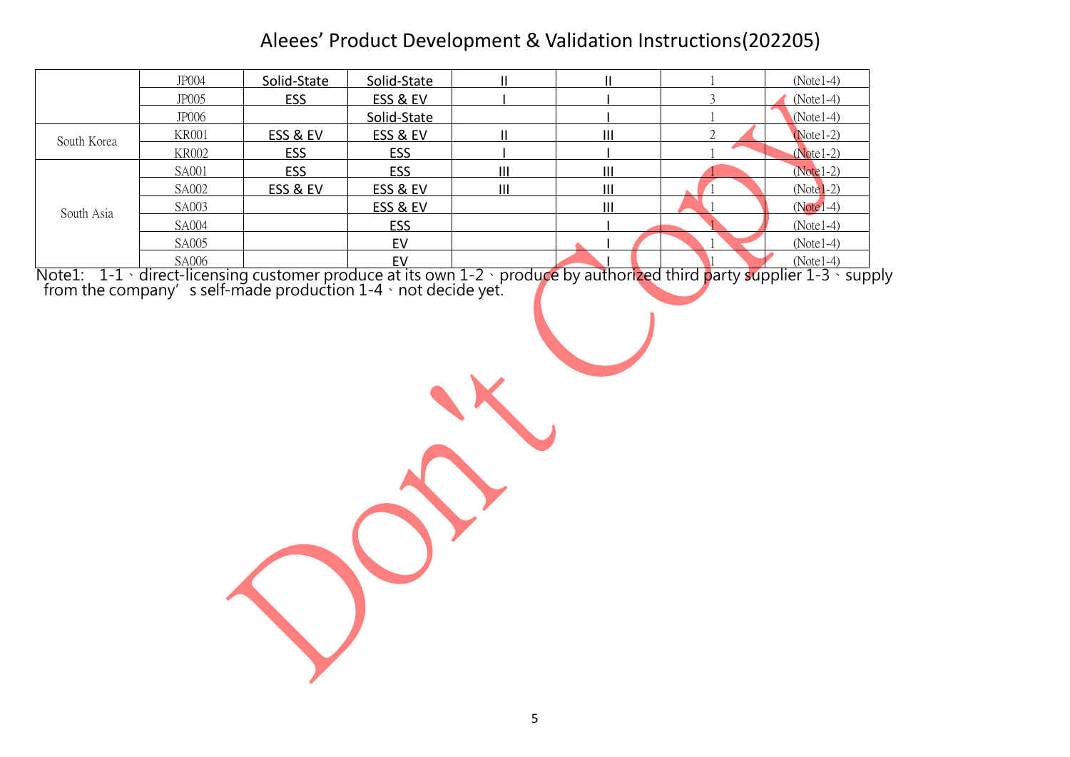| | | | | | | | |
|---|---|---|---|---|---|---|---|
| | JP004 | Solid-State | Solid-State | II | II | 1 | (Note1-4) |
| | JP005 | ESS | ESS & EV | I | I | 3 | (Note1-4) |
| | JP006 | | Solid-State | | I | 1 | (Note1-4) |
| South Korea | KR001 | ESS & EV | ESS & EV | II | III | 2 | (Note1-2) |
| | KR002 | ESS | ESS | I | I | 1 | (Note1-2) |
| South Asia | SA001 | ESS | ESS | III | III | 1 | (Note1-2) |
| | SA002 | ESS & EV | ESS & EV | III | III | 1 | (Note1-2) |
| | SA003 | | ESS & EV | | III | 1 | (Note1-4) |
| | SA004 | | ESS | | I | 1 | (Note1-4) |
| | SA005 | | EV | | I | 1 | (Note1-4) |
| | SA006 | | EV | | I | 1 | (Note1-4) |

Note1: 1-1、direct-licensing customer produce at its own 1-2、produce by authorized third party supplier 1-3、supply from the company' s self-made production 1-4、not decide yet.